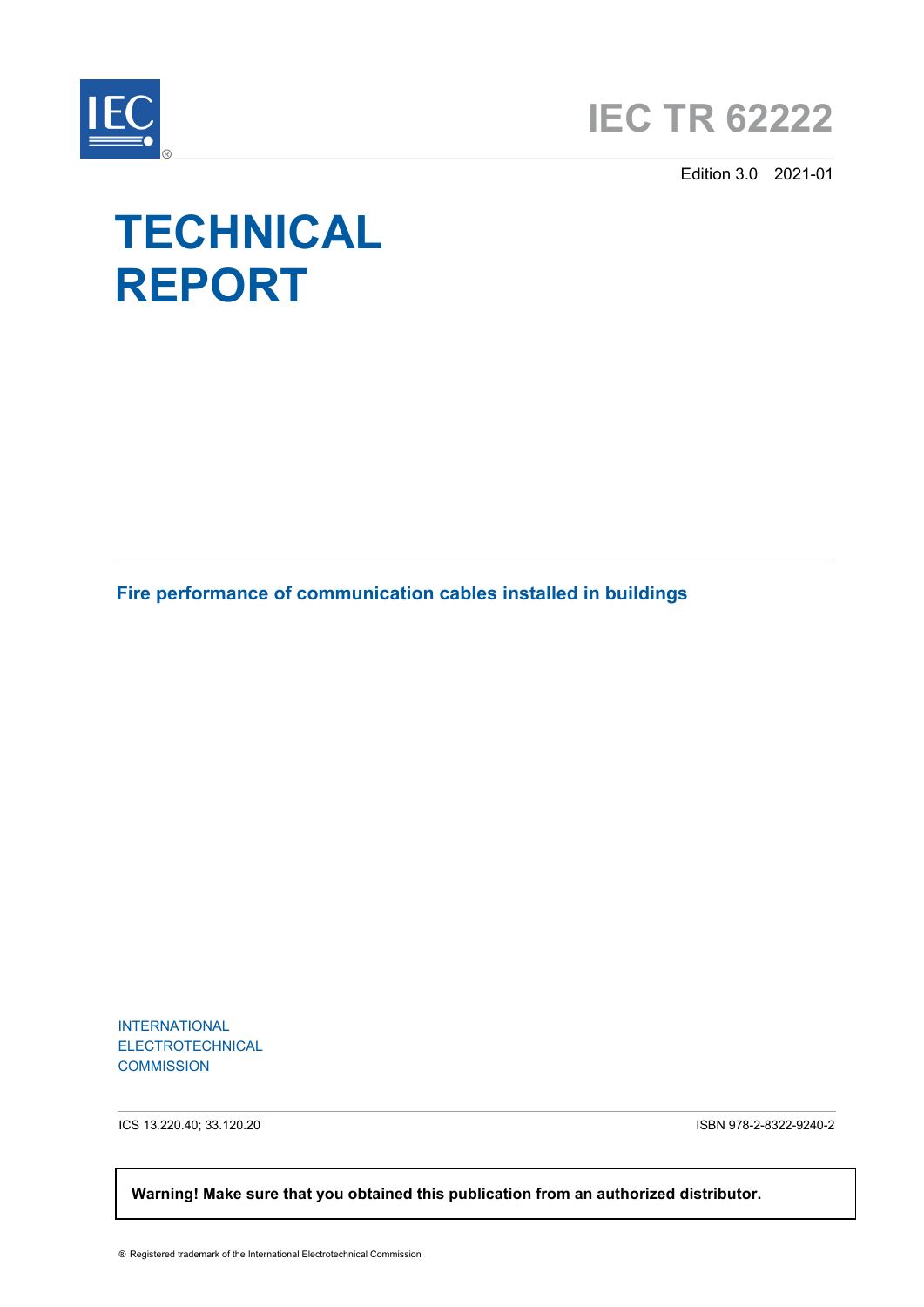# IEC TR 62222

Edition 3.0 2021-01

# TECHNICAL REPORT

## Fire performance of communication cables installed in buildings

INTERNATIONAL
ELECTROTECHNICAL
COMMISSION

ICS 13.220.40; 33.120.20

ISBN 978-2-8322-9240-2

**Warning! Make sure that you obtained this publication from an authorized distributor.**

® Registered trademark of the International Electrotechnical Commission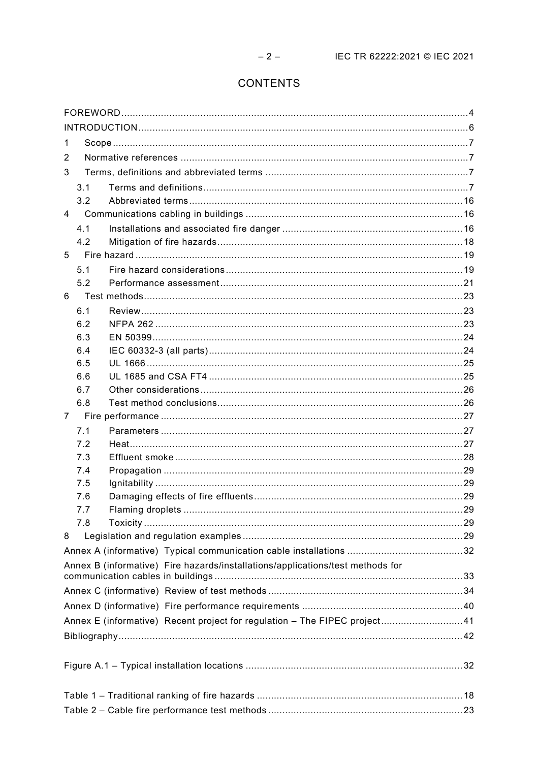# CONTENTS

FOREWORD .......... 4
INTRODUCTION .......... 6
1 Scope .......... 7
2 Normative references .......... 7
3 Terms, definitions and abbreviated terms .......... 7
  3.1 Terms and definitions .......... 7
  3.2 Abbreviated terms .......... 16
4 Communications cabling in buildings .......... 16
  4.1 Installations and associated fire danger .......... 16
  4.2 Mitigation of fire hazards .......... 18
5 Fire hazard .......... 19
  5.1 Fire hazard considerations .......... 19
  5.2 Performance assessment .......... 21
6 Test methods .......... 23
  6.1 Review .......... 23
  6.2 NFPA 262 .......... 23
  6.3 EN 50399 .......... 24
  6.4 IEC 60332-3 (all parts) .......... 24
  6.5 UL 1666 .......... 25
  6.6 UL 1685 and CSA FT4 .......... 25
  6.7 Other considerations .......... 26
  6.8 Test method conclusions .......... 26
7 Fire performance .......... 27
  7.1 Parameters .......... 27
  7.2 Heat .......... 27
  7.3 Effluent smoke .......... 28
  7.4 Propagation .......... 29
  7.5 Ignitability .......... 29
  7.6 Damaging effects of fire effluents .......... 29
  7.7 Flaming droplets .......... 29
  7.8 Toxicity .......... 29
8 Legislation and regulation examples .......... 29
Annex A (informative) Typical communication cable installations .......... 32
Annex B (informative) Fire hazards/installations/applications/test methods for communication cables in buildings .......... 33
Annex C (informative) Review of test methods .......... 34
Annex D (informative) Fire performance requirements .......... 40
Annex E (informative) Recent project for regulation – The FIPEC project .......... 41
Bibliography .......... 42

Figure A.1 – Typical installation locations .......... 32

Table 1 – Traditional ranking of fire hazards .......... 18
Table 2 – Cable fire performance test methods .......... 23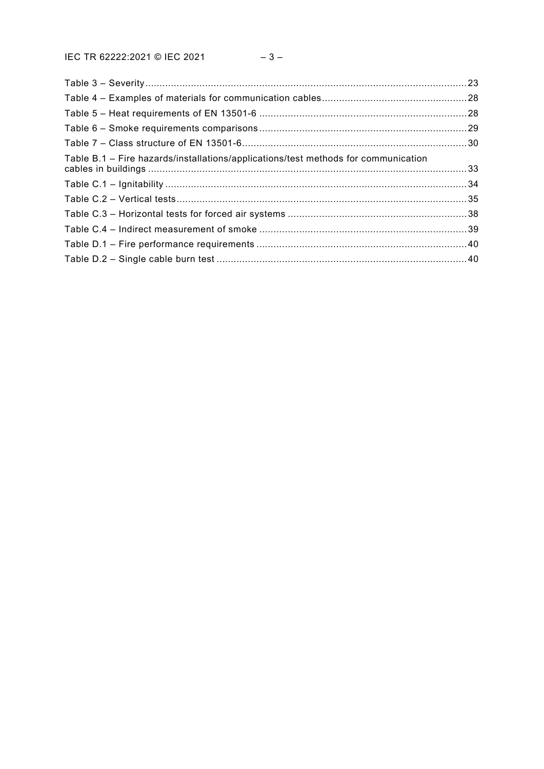Table 3 – Severity ........................................................................................................... 23
Table 4 – Examples of materials for communication cables ................................................. 28
Table 5 – Heat requirements of EN 13501-6 ........................................................................ 28
Table 6 – Smoke requirements comparisons ........................................................................ 29
Table 7 – Class structure of EN 13501-6 .............................................................................. 30
Table B.1 – Fire hazards/installations/applications/test methods for communication cables in buildings ............................................................................................................... 33
Table C.1 – Ignitability ......................................................................................................... 34
Table C.2 – Vertical tests ..................................................................................................... 35
Table C.3 – Horizontal tests for forced air systems .............................................................. 38
Table C.4 – Indirect measurement of smoke ........................................................................ 39
Table D.1 – Fire performance requirements ......................................................................... 40
Table D.2 – Single cable burn test ....................................................................................... 40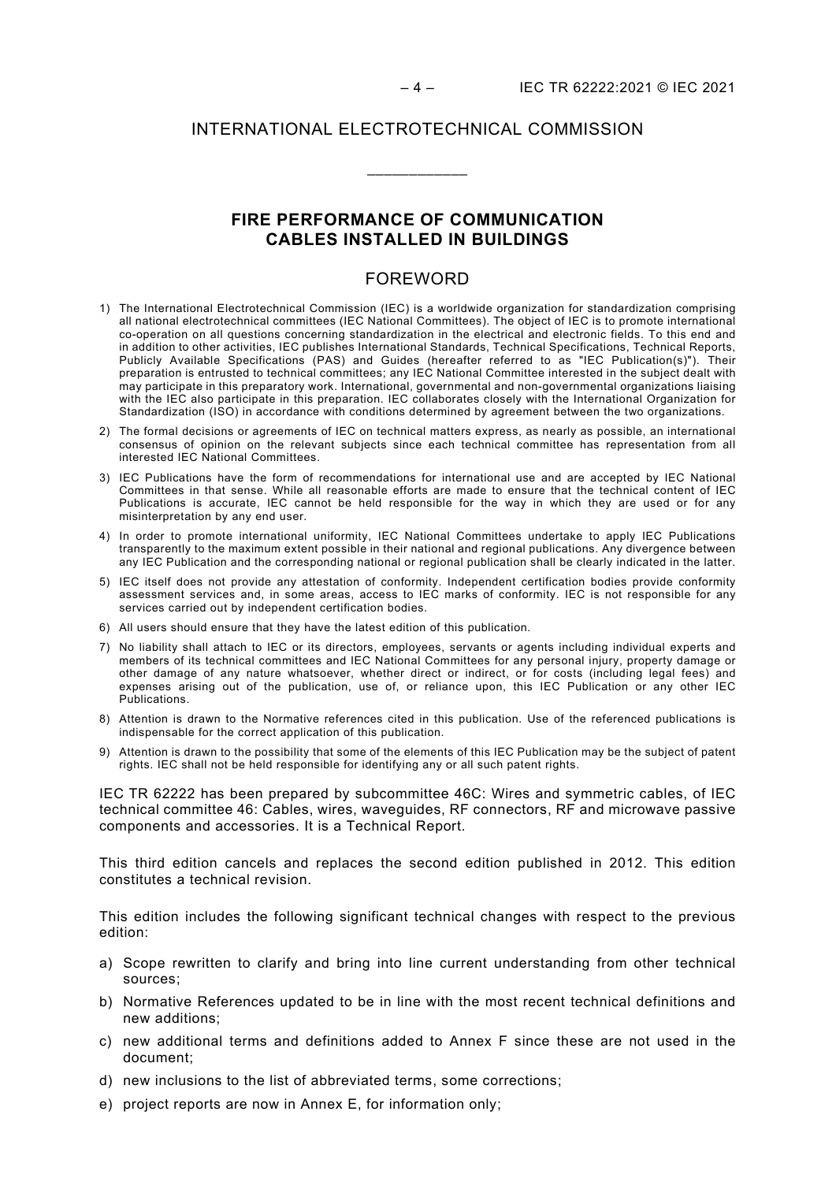# INTERNATIONAL ELECTROTECHNICAL COMMISSION

\_\_\_\_\_\_\_\_\_\_\_\_

## FIRE PERFORMANCE OF COMMUNICATION CABLES INSTALLED IN BUILDINGS

## FOREWORD

1) The International Electrotechnical Commission (IEC) is a worldwide organization for standardization comprising all national electrotechnical committees (IEC National Committees). The object of IEC is to promote international co-operation on all questions concerning standardization in the electrical and electronic fields. To this end and in addition to other activities, IEC publishes International Standards, Technical Specifications, Technical Reports, Publicly Available Specifications (PAS) and Guides (hereafter referred to as "IEC Publication(s)"). Their preparation is entrusted to technical committees; any IEC National Committee interested in the subject dealt with may participate in this preparatory work. International, governmental and non-governmental organizations liaising with the IEC also participate in this preparation. IEC collaborates closely with the International Organization for Standardization (ISO) in accordance with conditions determined by agreement between the two organizations.
2) The formal decisions or agreements of IEC on technical matters express, as nearly as possible, an international consensus of opinion on the relevant subjects since each technical committee has representation from all interested IEC National Committees.
3) IEC Publications have the form of recommendations for international use and are accepted by IEC National Committees in that sense. While all reasonable efforts are made to ensure that the technical content of IEC Publications is accurate, IEC cannot be held responsible for the way in which they are used or for any misinterpretation by any end user.
4) In order to promote international uniformity, IEC National Committees undertake to apply IEC Publications transparently to the maximum extent possible in their national and regional publications. Any divergence between any IEC Publication and the corresponding national or regional publication shall be clearly indicated in the latter.
5) IEC itself does not provide any attestation of conformity. Independent certification bodies provide conformity assessment services and, in some areas, access to IEC marks of conformity. IEC is not responsible for any services carried out by independent certification bodies.
6) All users should ensure that they have the latest edition of this publication.
7) No liability shall attach to IEC or its directors, employees, servants or agents including individual experts and members of its technical committees and IEC National Committees for any personal injury, property damage or other damage of any nature whatsoever, whether direct or indirect, or for costs (including legal fees) and expenses arising out of the publication, use of, or reliance upon, this IEC Publication or any other IEC Publications.
8) Attention is drawn to the Normative references cited in this publication. Use of the referenced publications is indispensable for the correct application of this publication.
9) Attention is drawn to the possibility that some of the elements of this IEC Publication may be the subject of patent rights. IEC shall not be held responsible for identifying any or all such patent rights.

IEC TR 62222 has been prepared by subcommittee 46C: Wires and symmetric cables, of IEC technical committee 46: Cables, wires, waveguides, RF connectors, RF and microwave passive components and accessories. It is a Technical Report.

This third edition cancels and replaces the second edition published in 2012. This edition constitutes a technical revision.

This edition includes the following significant technical changes with respect to the previous edition:

a) Scope rewritten to clarify and bring into line current understanding from other technical sources;
b) Normative References updated to be in line with the most recent technical definitions and new additions;
c) new additional terms and definitions added to Annex F since these are not used in the document;
d) new inclusions to the list of abbreviated terms, some corrections;
e) project reports are now in Annex E, for information only;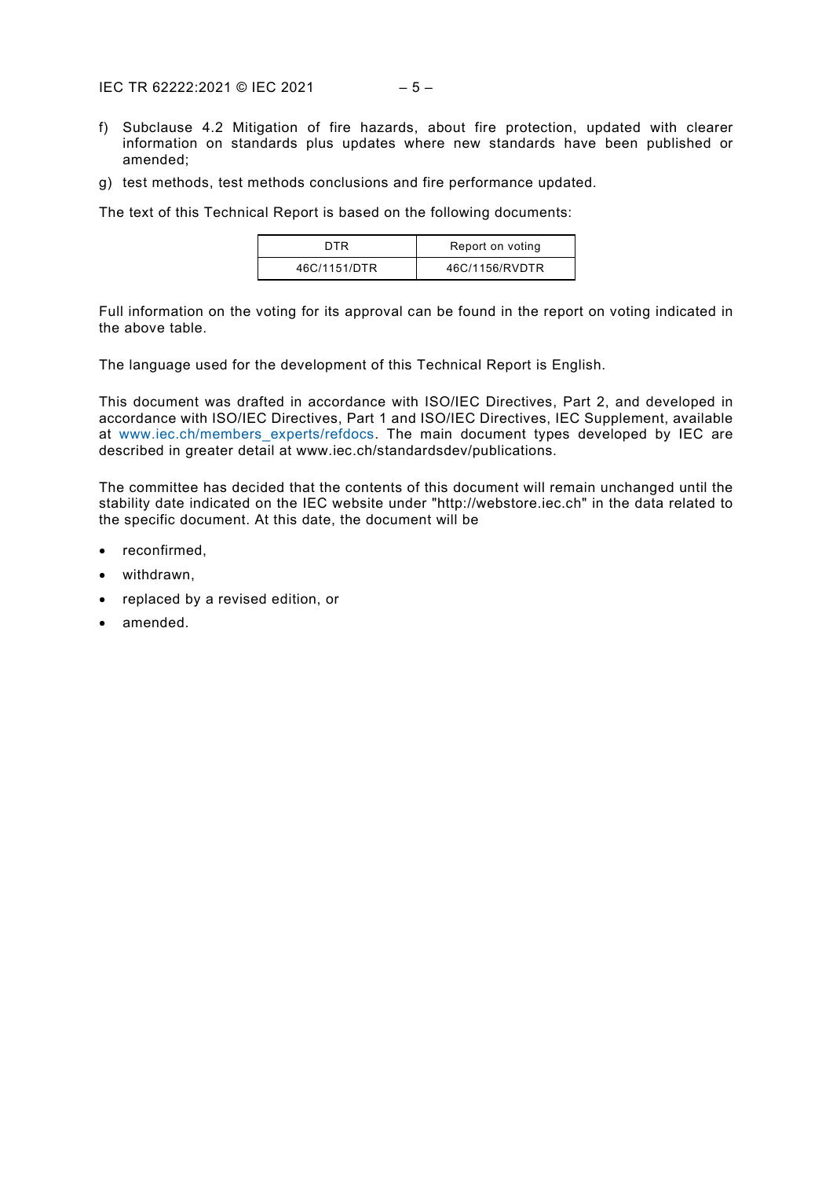f) Subclause 4.2 Mitigation of fire hazards, about fire protection, updated with clearer information on standards plus updates where new standards have been published or amended;

g) test methods, test methods conclusions and fire performance updated.

The text of this Technical Report is based on the following documents:

| DTR | Report on voting |
| --- | --- |
| 46C/1151/DTR | 46C/1156/RVDTR |

Full information on the voting for its approval can be found in the report on voting indicated in the above table.

The language used for the development of this Technical Report is English.

This document was drafted in accordance with ISO/IEC Directives, Part 2, and developed in accordance with ISO/IEC Directives, Part 1 and ISO/IEC Directives, IEC Supplement, available at www.iec.ch/members_experts/refdocs. The main document types developed by IEC are described in greater detail at www.iec.ch/standardsdev/publications.

The committee has decided that the contents of this document will remain unchanged until the stability date indicated on the IEC website under "http://webstore.iec.ch" in the data related to the specific document. At this date, the document will be

- reconfirmed,
- withdrawn,
- replaced by a revised edition, or
- amended.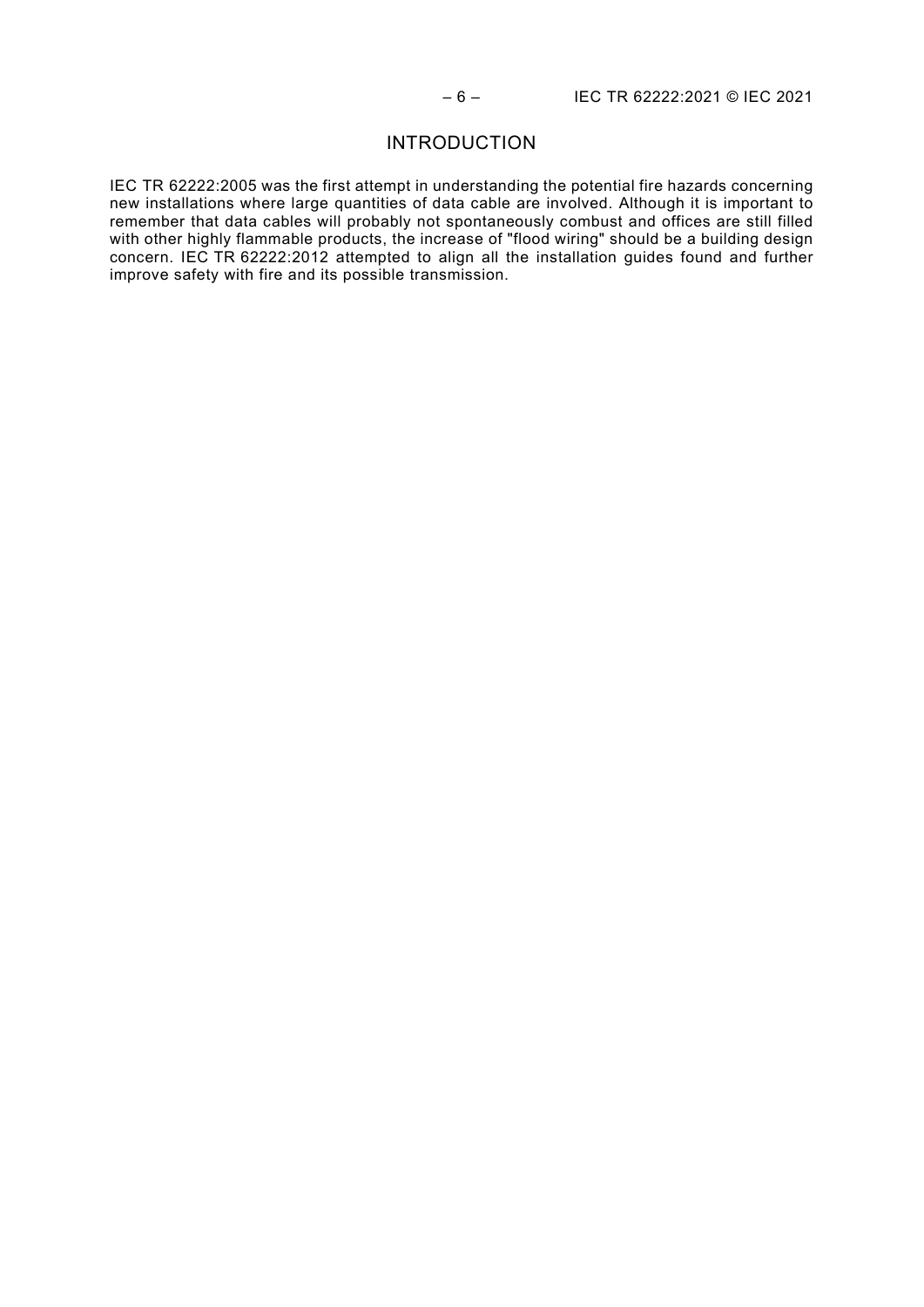# INTRODUCTION

IEC TR 62222:2005 was the first attempt in understanding the potential fire hazards concerning new installations where large quantities of data cable are involved. Although it is important to remember that data cables will probably not spontaneously combust and offices are still filled with other highly flammable products, the increase of "flood wiring" should be a building design concern. IEC TR 62222:2012 attempted to align all the installation guides found and further improve safety with fire and its possible transmission.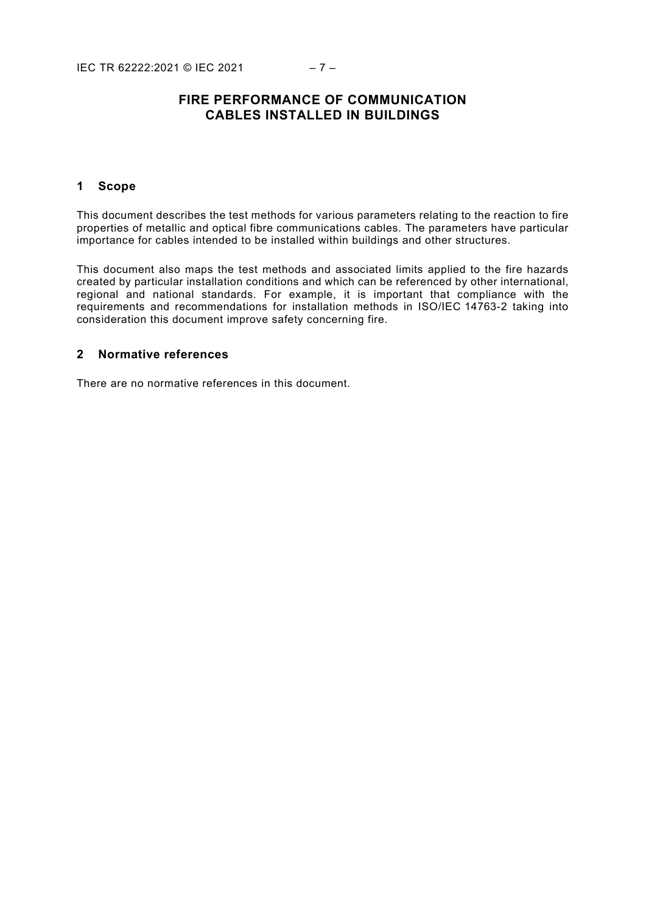# FIRE PERFORMANCE OF COMMUNICATION CABLES INSTALLED IN BUILDINGS

## 1 Scope

This document describes the test methods for various parameters relating to the reaction to fire properties of metallic and optical fibre communications cables. The parameters have particular importance for cables intended to be installed within buildings and other structures.

This document also maps the test methods and associated limits applied to the fire hazards created by particular installation conditions and which can be referenced by other international, regional and national standards. For example, it is important that compliance with the requirements and recommendations for installation methods in ISO/IEC 14763-2 taking into consideration this document improve safety concerning fire.

## 2 Normative references

There are no normative references in this document.